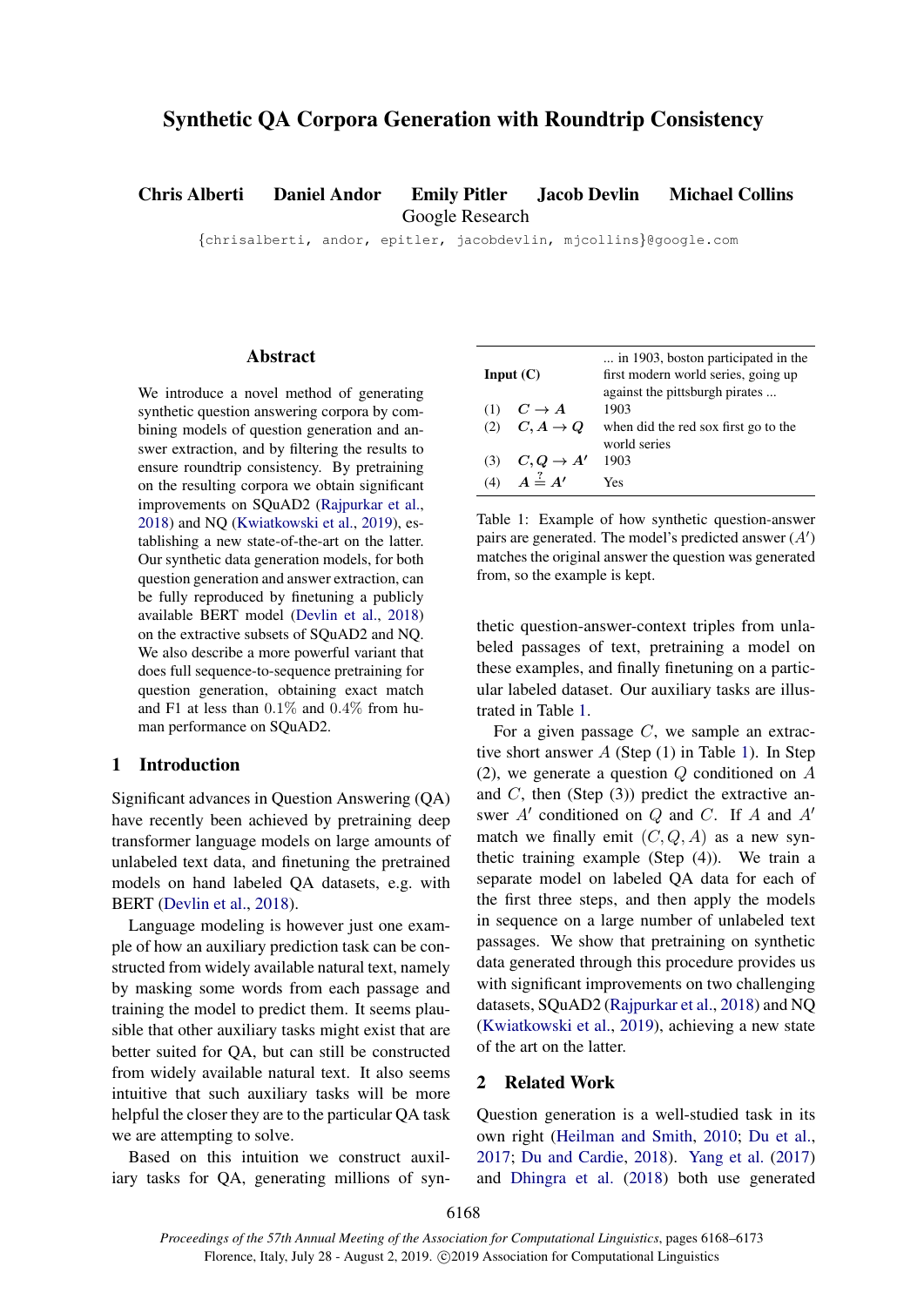# Synthetic QA Corpora Generation with Roundtrip Consistency

**Chris Alberti   Daniel Andor   Emily Pitler   Jacob Devlin   Michael Collins**
Google Research
{chrisalberti, andor, epitler, jacobdevlin, mjcollins}@google.com

## Abstract

We introduce a novel method of generating synthetic question answering corpora by combining models of question generation and answer extraction, and by filtering the results to ensure roundtrip consistency. By pretraining on the resulting corpora we obtain significant improvements on SQuAD2 (Rajpurkar et al., 2018) and NQ (Kwiatkowski et al., 2019), establishing a new state-of-the-art on the latter. Our synthetic data generation models, for both question generation and answer extraction, can be fully reproduced by finetuning a publicly available BERT model (Devlin et al., 2018) on the extractive subsets of SQuAD2 and NQ. We also describe a more powerful variant that does full sequence-to-sequence pretraining for question generation, obtaining exact match and F1 at less than $0.1\%$ and $0.4\%$ from human performance on SQuAD2.

## 1 Introduction

Significant advances in Question Answering (QA) have recently been achieved by pretraining deep transformer language models on large amounts of unlabeled text data, and finetuning the pretrained models on hand labeled QA datasets, e.g. with BERT (Devlin et al., 2018).

Language modeling is however just one example of how an auxiliary prediction task can be constructed from widely available natural text, namely by masking some words from each passage and training the model to predict them. It seems plausible that other auxiliary tasks might exist that are better suited for QA, but can still be constructed from widely available natural text. It also seems intuitive that such auxiliary tasks will be more helpful the closer they are to the particular QA task we are attempting to solve.

Based on this intuition we construct auxiliary tasks for QA, generating millions of synthetic question-answer-context triples from unlabeled passages of text, pretraining a model on these examples, and finally finetuning on a particular labeled dataset. Our auxiliary tasks are illustrated in Table 1.

| | | |
|---|---|---|
| **Input (C)** | | ... in 1903, boston participated in the first modern world series, going up against the pittsburgh pirates ... |
| (1) | $C \rightarrow A$ | 1903 |
| (2) | $C, A \rightarrow Q$ | when did the red sox first go to the world series |
| (3) | $C, Q \rightarrow A'$ | 1903 |
| (4) | $A \stackrel{?}{=} A'$ | Yes |

Table 1: Example of how synthetic question-answer pairs are generated. The model's predicted answer ($A'$) matches the original answer the question was generated from, so the example is kept.

For a given passage $C$, we sample an extractive short answer $A$ (Step (1) in Table 1). In Step (2), we generate a question $Q$ conditioned on $A$ and $C$, then (Step (3)) predict the extractive answer $A'$ conditioned on $Q$ and $C$. If $A$ and $A'$ match we finally emit $(C, Q, A)$ as a new synthetic training example (Step (4)). We train a separate model on labeled QA data for each of the first three steps, and then apply the models in sequence on a large number of unlabeled text passages. We show that pretraining on synthetic data generated through this procedure provides us with significant improvements on two challenging datasets, SQuAD2 (Rajpurkar et al., 2018) and NQ (Kwiatkowski et al., 2019), achieving a new state of the art on the latter.

## 2 Related Work

Question generation is a well-studied task in its own right (Heilman and Smith, 2010; Du et al., 2017; Du and Cardie, 2018). Yang et al. (2017) and Dhingra et al. (2018) both use generated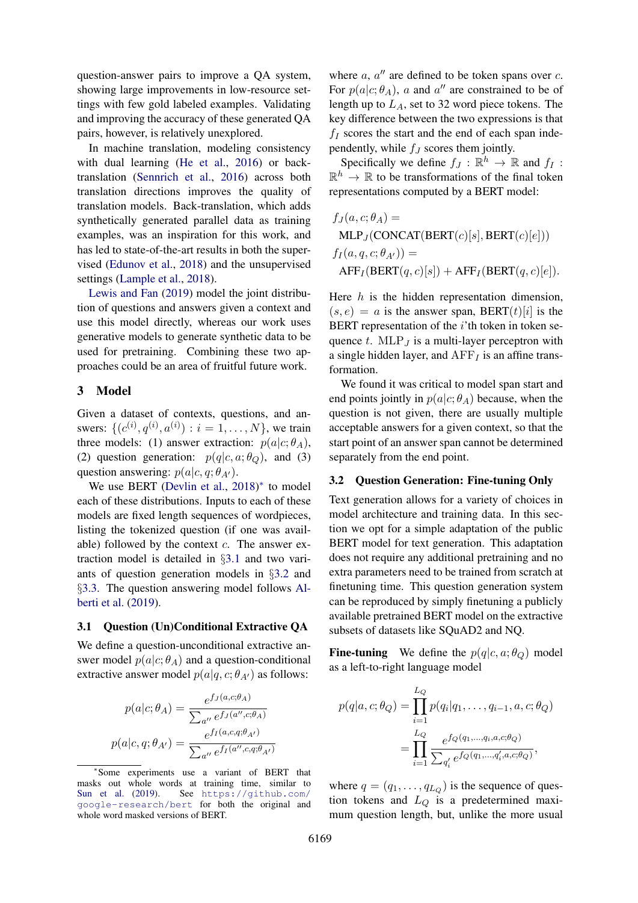question-answer pairs to improve a QA system, showing large improvements in low-resource settings with few gold labeled examples. Validating and improving the accuracy of these generated QA pairs, however, is relatively unexplored.

In machine translation, modeling consistency with dual learning (He et al., 2016) or back-translation (Sennrich et al., 2016) across both translation directions improves the quality of translation models. Back-translation, which adds synthetically generated parallel data as training examples, was an inspiration for this work, and has led to state-of-the-art results in both the supervised (Edunov et al., 2018) and the unsupervised settings (Lample et al., 2018).

Lewis and Fan (2019) model the joint distribution of questions and answers given a context and use this model directly, whereas our work uses generative models to generate synthetic data to be used for pretraining. Combining these two approaches could be an area of fruitful future work.

## 3 Model

Given a dataset of contexts, questions, and answers: $\{(c^{(i)}, q^{(i)}, a^{(i)}) : i = 1, \ldots, N\}$, we train three models: (1) answer extraction: $p(a|c;\theta_A)$, (2) question generation: $p(q|c,a;\theta_Q)$, and (3) question answering: $p(a|c,q;\theta_{A'})$.

We use BERT (Devlin et al., 2018)* to model each of these distributions. Inputs to each of these models are fixed length sequences of wordpieces, listing the tokenized question (if one was available) followed by the context $c$. The answer extraction model is detailed in §3.1 and two variants of question generation models in §3.2 and §3.3. The question answering model follows Alberti et al. (2019).

### 3.1 Question (Un)Conditional Extractive QA

We define a question-unconditional extractive answer model $p(a|c;\theta_A)$ and a question-conditional extractive answer model $p(a|q,c;\theta_{A'})$ as follows:

$$p(a|c;\theta_A) = \frac{e^{f_J(a,c;\theta_A)}}{\sum_{a''} e^{f_J(a'',c;\theta_A)}}$$

$$p(a|c,q;\theta_{A'}) = \frac{e^{f_I(a,c,q;\theta_{A'})}}{\sum_{a''} e^{f_I(a'',c,q;\theta_{A'})}}$$

*Some experiments use a variant of BERT that masks out whole words at training time, similar to Sun et al. (2019). See https://github.com/google-research/bert for both the original and whole word masked versions of BERT.

where $a$, $a''$ are defined to be token spans over $c$. For $p(a|c;\theta_A)$, $a$ and $a''$ are constrained to be of length up to $L_A$, set to 32 word piece tokens. The key difference between the two expressions is that $f_I$ scores the start and the end of each span independently, while $f_J$ scores them jointly.

Specifically we define $f_J : \mathbb{R}^h \to \mathbb{R}$ and $f_I : \mathbb{R}^h \to \mathbb{R}$ to be transformations of the final token representations computed by a BERT model:

$$\begin{aligned}
&f_J(a,c;\theta_A) = \\
&\quad \text{MLP}_J(\text{CONCAT}(\text{BERT}(c)[s], \text{BERT}(c)[e])) \\
&f_I(a,q,c;\theta_{A'})) = \\
&\quad \text{AFF}_I(\text{BERT}(q,c)[s]) + \text{AFF}_I(\text{BERT}(q,c)[e]).
\end{aligned}$$

Here $h$ is the hidden representation dimension, $(s,e) = a$ is the answer span, $\text{BERT}(t)[i]$ is the BERT representation of the $i$'th token in token sequence $t$. $\text{MLP}_J$ is a multi-layer perceptron with a single hidden layer, and $\text{AFF}_I$ is an affine transformation.

We found it was critical to model span start and end points jointly in $p(a|c;\theta_A)$ because, when the question is not given, there are usually multiple acceptable answers for a given context, so that the start point of an answer span cannot be determined separately from the end point.

### 3.2 Question Generation: Fine-tuning Only

Text generation allows for a variety of choices in model architecture and training data. In this section we opt for a simple adaptation of the public BERT model for text generation. This adaptation does not require any additional pretraining and no extra parameters need to be trained from scratch at finetuning time. This question generation system can be reproduced by simply finetuning a publicly available pretrained BERT model on the extractive subsets of datasets like SQuAD2 and NQ.

**Fine-tuning** We define the $p(q|c,a;\theta_Q)$ model as a left-to-right language model

$$\begin{aligned}
p(q|a,c;\theta_Q) &= \prod_{i=1}^{L_Q} p(q_i|q_1,\ldots,q_{i-1},a,c;\theta_Q) \\
&= \prod_{i=1}^{L_Q} \frac{e^{f_Q(q_1,\ldots,q_i,a,c;\theta_Q)}}{\sum_{q'_i} e^{f_Q(q_1,\ldots,q'_i,a,c;\theta_Q)}},
\end{aligned}$$

where $q = (q_1, \ldots, q_{L_Q})$ is the sequence of question tokens and $L_Q$ is a predetermined maximum question length, but, unlike the more usual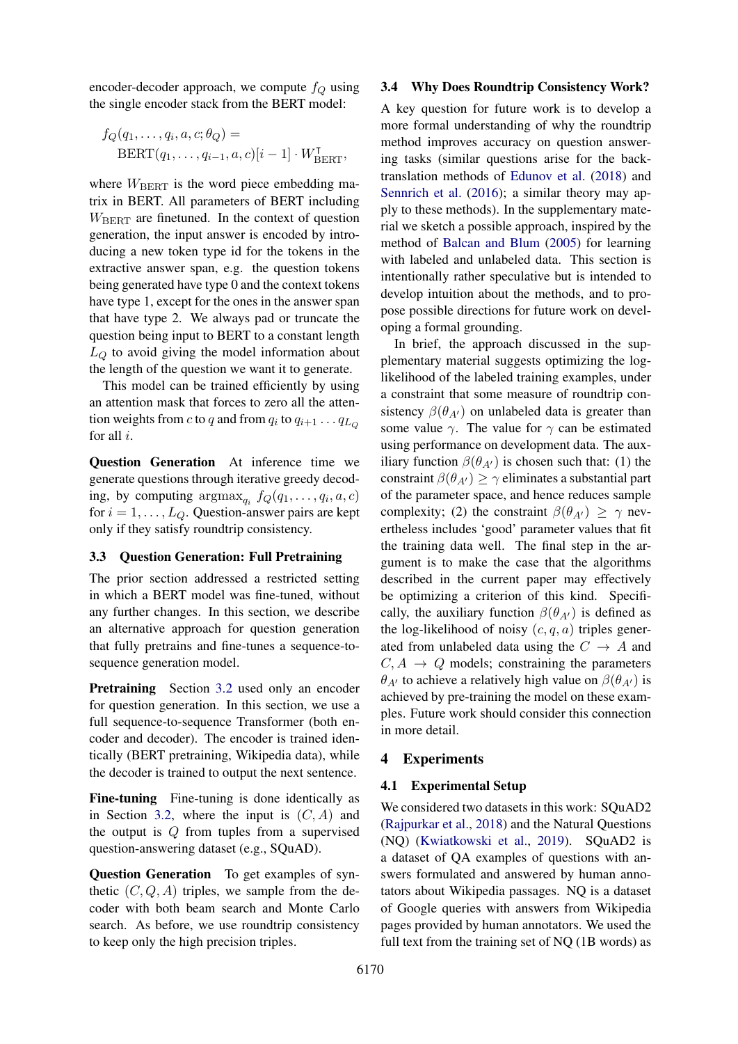encoder-decoder approach, we compute $f_Q$ using the single encoder stack from the BERT model:

$$f_Q(q_1, \ldots, q_i, a, c; \theta_Q) = \text{BERT}(q_1, \ldots, q_{i-1}, a, c)[i-1] \cdot W_{\text{BERT}}^{\intercal},$$

where $W_{\text{BERT}}$ is the word piece embedding matrix in BERT. All parameters of BERT including $W_{\text{BERT}}$ are finetuned. In the context of question generation, the input answer is encoded by introducing a new token type id for the tokens in the extractive answer span, e.g. the question tokens being generated have type 0 and the context tokens have type 1, except for the ones in the answer span that have type 2. We always pad or truncate the question being input to BERT to a constant length $L_Q$ to avoid giving the model information about the length of the question we want it to generate.

This model can be trained efficiently by using an attention mask that forces to zero all the attention weights from $c$ to $q$ and from $q_i$ to $q_{i+1} \ldots q_{L_Q}$ for all $i$.

**Question Generation** At inference time we generate questions through iterative greedy decoding, by computing $\text{argmax}_{q_i}\ f_Q(q_1, \ldots, q_i, a, c)$ for $i = 1, \ldots, L_Q$. Question-answer pairs are kept only if they satisfy roundtrip consistency.

### 3.3 Question Generation: Full Pretraining

The prior section addressed a restricted setting in which a BERT model was fine-tuned, without any further changes. In this section, we describe an alternative approach for question generation that fully pretrains and fine-tunes a sequence-to-sequence generation model.

**Pretraining** Section 3.2 used only an encoder for question generation. In this section, we use a full sequence-to-sequence Transformer (both encoder and decoder). The encoder is trained identically (BERT pretraining, Wikipedia data), while the decoder is trained to output the next sentence.

**Fine-tuning** Fine-tuning is done identically as in Section 3.2, where the input is $(C, A)$ and the output is $Q$ from tuples from a supervised question-answering dataset (e.g., SQuAD).

**Question Generation** To get examples of synthetic $(C, Q, A)$ triples, we sample from the decoder with both beam search and Monte Carlo search. As before, we use roundtrip consistency to keep only the high precision triples.

### 3.4 Why Does Roundtrip Consistency Work?

A key question for future work is to develop a more formal understanding of why the roundtrip method improves accuracy on question answering tasks (similar questions arise for the back-translation methods of Edunov et al. (2018) and Sennrich et al. (2016); a similar theory may apply to these methods). In the supplementary material we sketch a possible approach, inspired by the method of Balcan and Blum (2005) for learning with labeled and unlabeled data. This section is intentionally rather speculative but is intended to develop intuition about the methods, and to propose possible directions for future work on developing a formal grounding.

In brief, the approach discussed in the supplementary material suggests optimizing the log-likelihood of the labeled training examples, under a constraint that some measure of roundtrip consistency $\beta(\theta_{A'})$ on unlabeled data is greater than some value $\gamma$. The value for $\gamma$ can be estimated using performance on development data. The auxiliary function $\beta(\theta_{A'})$ is chosen such that: (1) the constraint $\beta(\theta_{A'}) \geq \gamma$ eliminates a substantial part of the parameter space, and hence reduces sample complexity; (2) the constraint $\beta(\theta_{A'}) \geq \gamma$ nevertheless includes 'good' parameter values that fit the training data well. The final step in the argument is to make the case that the algorithms described in the current paper may effectively be optimizing a criterion of this kind. Specifically, the auxiliary function $\beta(\theta_{A'})$ is defined as the log-likelihood of noisy $(c, q, a)$ triples generated from unlabeled data using the $C \rightarrow A$ and $C, A \rightarrow Q$ models; constraining the parameters $\theta_{A'}$ to achieve a relatively high value on $\beta(\theta_{A'})$ is achieved by pre-training the model on these examples. Future work should consider this connection in more detail.

## 4 Experiments

### 4.1 Experimental Setup

We considered two datasets in this work: SQuAD2 (Rajpurkar et al., 2018) and the Natural Questions (NQ) (Kwiatkowski et al., 2019). SQuAD2 is a dataset of QA examples of questions with answers formulated and answered by human annotators about Wikipedia passages. NQ is a dataset of Google queries with answers from Wikipedia pages provided by human annotators. We used the full text from the training set of NQ (1B words) as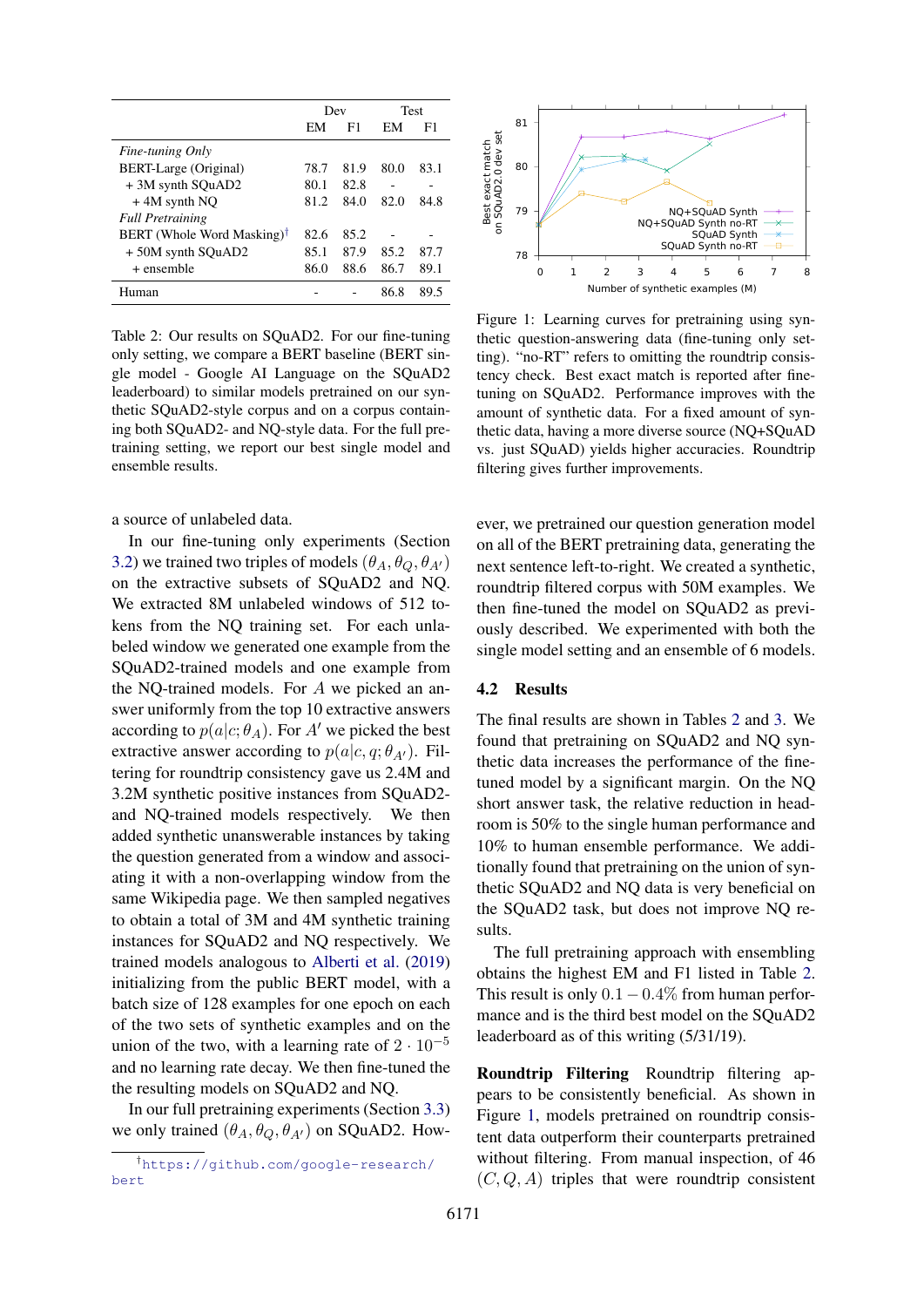| | Dev | | Test | |
|---|---|---|---|---|
| | EM | F1 | EM | F1 |
| *Fine-tuning Only* | | | | |
| BERT-Large (Original) | 78.7 | 81.9 | 80.0 | 83.1 |
| + 3M synth SQuAD2 | 80.1 | 82.8 | - | - |
| + 4M synth NQ | 81.2 | 84.0 | 82.0 | 84.8 |
| *Full Pretraining* | | | | |
| BERT (Whole Word Masking)[†] | 82.6 | 85.2 | - | - |
| + 50M synth SQuAD2 | 85.1 | 87.9 | 85.2 | 87.7 |
| + ensemble | 86.0 | 88.6 | 86.7 | 89.1 |
| Human | - | - | 86.8 | 89.5 |

Table 2: Our results on SQuAD2. For our fine-tuning only setting, we compare a BERT baseline (BERT single model - Google AI Language on the SQuAD2 leaderboard) to similar models pretrained on our synthetic SQuAD2-style corpus and on a corpus containing both SQuAD2- and NQ-style data. For the full pretraining setting, we report our best single model and ensemble results.

Figure 1: Learning curves for pretraining using synthetic question-answering data (fine-tuning only setting). "no-RT" refers to omitting the roundtrip consistency check. Best exact match is reported after fine-tuning on SQuAD2. Performance improves with the amount of synthetic data. For a fixed amount of synthetic data, having a more diverse source (NQ+SQuAD vs. just SQuAD) yields higher accuracies. Roundtrip filtering gives further improvements.

a source of unlabeled data.

In our fine-tuning only experiments (Section 3.2) we trained two triples of models $(\theta_A, \theta_Q, \theta_{A'})$ on the extractive subsets of SQuAD2 and NQ. We extracted 8M unlabeled windows of 512 tokens from the NQ training set. For each unlabeled window we generated one example from the SQuAD2-trained models and one example from the NQ-trained models. For $A$ we picked an answer uniformly from the top 10 extractive answers according to $p(a|c;\theta_A)$. For $A'$ we picked the best extractive answer according to $p(a|c,q;\theta_{A'})$. Filtering for roundtrip consistency gave us 2.4M and 3.2M synthetic positive instances from SQuAD2- and NQ-trained models respectively. We then added synthetic unanswerable instances by taking the question generated from a window and associating it with a non-overlapping window from the same Wikipedia page. We then sampled negatives to obtain a total of 3M and 4M synthetic training instances for SQuAD2 and NQ respectively. We trained models analogous to Alberti et al. (2019) initializing from the public BERT model, with a batch size of 128 examples for one epoch on each of the two sets of synthetic examples and on the union of the two, with a learning rate of $2 \cdot 10^{-5}$ and no learning rate decay. We then fine-tuned the the resulting models on SQuAD2 and NQ.

In our full pretraining experiments (Section 3.3) we only trained $(\theta_A, \theta_Q, \theta_{A'})$ on SQuAD2. However, we pretrained our question generation model on all of the BERT pretraining data, generating the next sentence left-to-right. We created a synthetic, roundtrip filtered corpus with 50M examples. We then fine-tuned the model on SQuAD2 as previously described. We experimented with both the single model setting and an ensemble of 6 models.

## 4.2 Results

The final results are shown in Tables 2 and 3. We found that pretraining on SQuAD2 and NQ synthetic data increases the performance of the fine-tuned model by a significant margin. On the NQ short answer task, the relative reduction in headroom is 50% to the single human performance and 10% to human ensemble performance. We additionally found that pretraining on the union of synthetic SQuAD2 and NQ data is very beneficial on the SQuAD2 task, but does not improve NQ results.

The full pretraining approach with ensembling obtains the highest EM and F1 listed in Table 2. This result is only $0.1 - 0.4\%$ from human performance and is the third best model on the SQuAD2 leaderboard as of this writing (5/31/19).

**Roundtrip Filtering** Roundtrip filtering appears to be consistently beneficial. As shown in Figure 1, models pretrained on roundtrip consistent data outperform their counterparts pretrained without filtering. From manual inspection, of 46 $(C, Q, A)$ triples that were roundtrip consistent

[†]https://github.com/google-research/bert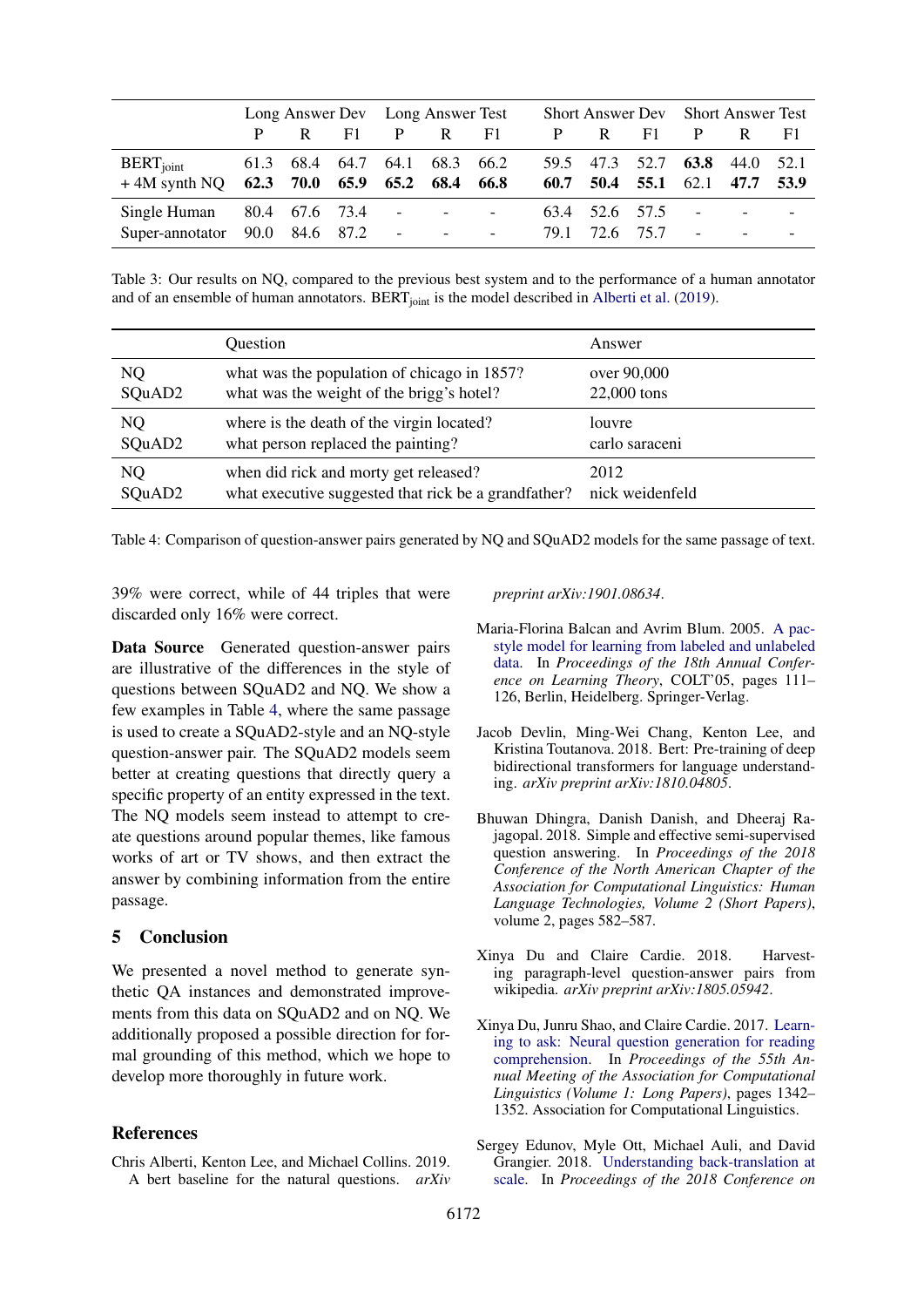| | Long Answer Dev | | | Long Answer Test | | | Short Answer Dev | | | Short Answer Test | | |
|---|---|---|---|---|---|---|---|---|---|---|---|---|
| | P | R | F1 | P | R | F1 | P | R | F1 | P | R | F1 |
| $BERT_{joint}$ | 61.3 | 68.4 | 64.7 | 64.1 | 68.3 | 66.2 | 59.5 | 47.3 | 52.7 | **63.8** | 44.0 | 52.1 |
| + 4M synth NQ | **62.3** | **70.0** | **65.9** | **65.2** | **68.4** | **66.8** | **60.7** | **50.4** | **55.1** | 62.1 | **47.7** | **53.9** |
| Single Human | 80.4 | 67.6 | 73.4 | - | - | - | 63.4 | 52.6 | 57.5 | - | - | - |
| Super-annotator | 90.0 | 84.6 | 87.2 | - | - | - | 79.1 | 72.6 | 75.7 | - | - | - |

Table 3: Our results on NQ, compared to the previous best system and to the performance of a human annotator and of an ensemble of human annotators. $BERT_{joint}$ is the model described in Alberti et al. (2019).

| | Question | Answer |
|---|---|---|
| NQ | what was the population of chicago in 1857? | over 90,000 |
| SQuAD2 | what was the weight of the brigg's hotel? | 22,000 tons |
| NQ | where is the death of the virgin located? | louvre |
| SQuAD2 | what person replaced the painting? | carlo saraceni |
| NQ | when did rick and morty get released? | 2012 |
| SQuAD2 | what executive suggested that rick be a grandfather? | nick weidenfeld |

Table 4: Comparison of question-answer pairs generated by NQ and SQuAD2 models for the same passage of text.

39% were correct, while of 44 triples that were discarded only 16% were correct.

**Data Source** Generated question-answer pairs are illustrative of the differences in the style of questions between SQuAD2 and NQ. We show a few examples in Table 4, where the same passage is used to create a SQuAD2-style and an NQ-style question-answer pair. The SQuAD2 models seem better at creating questions that directly query a specific property of an entity expressed in the text. The NQ models seem instead to attempt to create questions around popular themes, like famous works of art or TV shows, and then extract the answer by combining information from the entire passage.

## 5 Conclusion

We presented a novel method to generate synthetic QA instances and demonstrated improvements from this data on SQuAD2 and on NQ. We additionally proposed a possible direction for formal grounding of this method, which we hope to develop more thoroughly in future work.

## References

Chris Alberti, Kenton Lee, and Michael Collins. 2019. A bert baseline for the natural questions. *arXiv preprint arXiv:1901.08634*.

Maria-Florina Balcan and Avrim Blum. 2005. A pac-style model for learning from labeled and unlabeled data. In *Proceedings of the 18th Annual Conference on Learning Theory*, COLT'05, pages 111–126, Berlin, Heidelberg. Springer-Verlag.

Jacob Devlin, Ming-Wei Chang, Kenton Lee, and Kristina Toutanova. 2018. Bert: Pre-training of deep bidirectional transformers for language understanding. *arXiv preprint arXiv:1810.04805*.

Bhuwan Dhingra, Danish Danish, and Dheeraj Rajagopal. 2018. Simple and effective semi-supervised question answering. In *Proceedings of the 2018 Conference of the North American Chapter of the Association for Computational Linguistics: Human Language Technologies, Volume 2 (Short Papers)*, volume 2, pages 582–587.

Xinya Du and Claire Cardie. 2018. Harvesting paragraph-level question-answer pairs from wikipedia. *arXiv preprint arXiv:1805.05942*.

Xinya Du, Junru Shao, and Claire Cardie. 2017. Learning to ask: Neural question generation for reading comprehension. In *Proceedings of the 55th Annual Meeting of the Association for Computational Linguistics (Volume 1: Long Papers)*, pages 1342–1352. Association for Computational Linguistics.

Sergey Edunov, Myle Ott, Michael Auli, and David Grangier. 2018. Understanding back-translation at scale. In *Proceedings of the 2018 Conference on*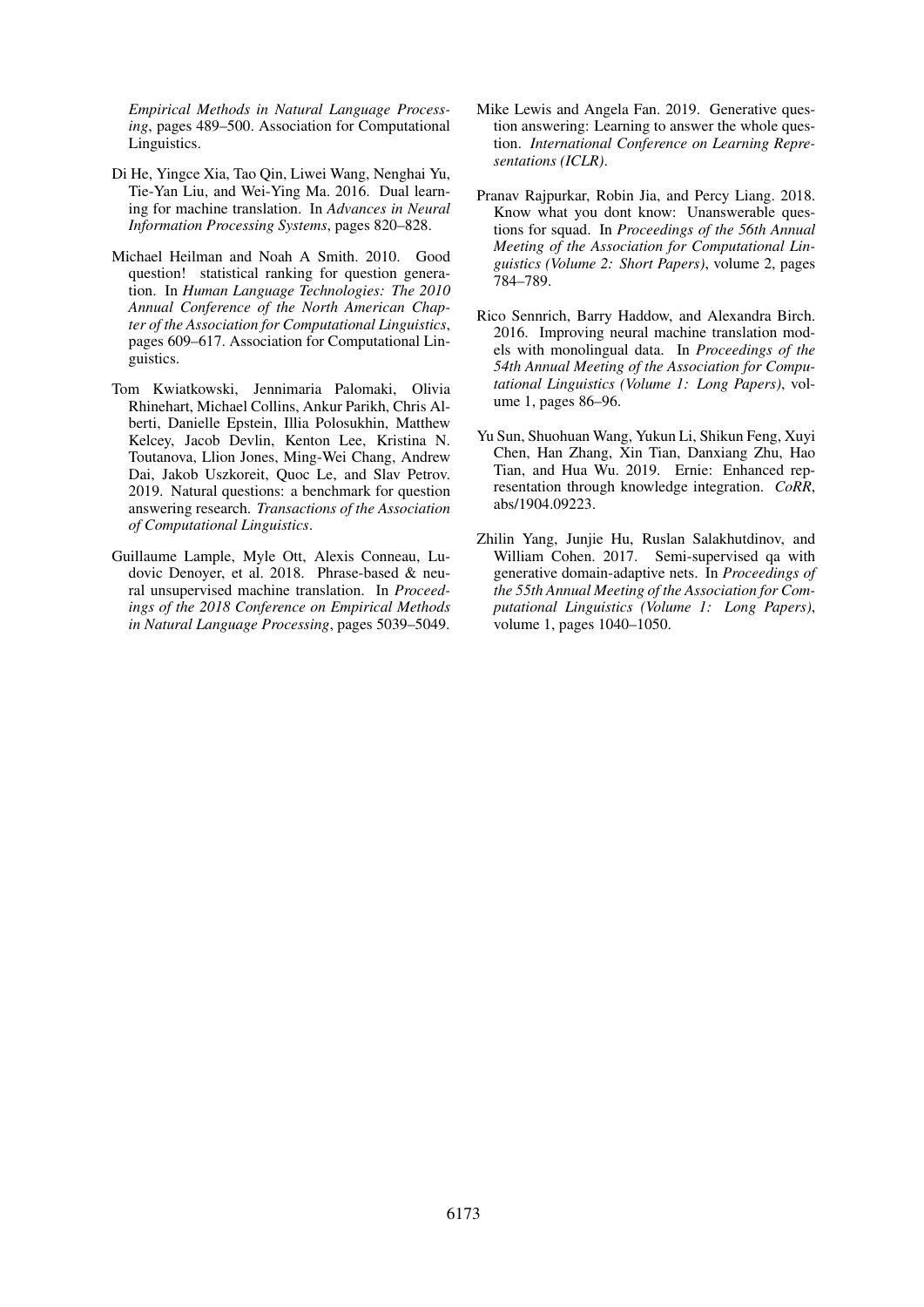*Empirical Methods in Natural Language Processing*, pages 489–500. Association for Computational Linguistics.

Di He, Yingce Xia, Tao Qin, Liwei Wang, Nenghai Yu, Tie-Yan Liu, and Wei-Ying Ma. 2016. Dual learning for machine translation. In *Advances in Neural Information Processing Systems*, pages 820–828.

Michael Heilman and Noah A Smith. 2010. Good question! statistical ranking for question generation. In *Human Language Technologies: The 2010 Annual Conference of the North American Chapter of the Association for Computational Linguistics*, pages 609–617. Association for Computational Linguistics.

Tom Kwiatkowski, Jennimaria Palomaki, Olivia Rhinehart, Michael Collins, Ankur Parikh, Chris Alberti, Danielle Epstein, Illia Polosukhin, Matthew Kelcey, Jacob Devlin, Kenton Lee, Kristina N. Toutanova, Llion Jones, Ming-Wei Chang, Andrew Dai, Jakob Uszkoreit, Quoc Le, and Slav Petrov. 2019. Natural questions: a benchmark for question answering research. *Transactions of the Association of Computational Linguistics*.

Guillaume Lample, Myle Ott, Alexis Conneau, Ludovic Denoyer, et al. 2018. Phrase-based & neural unsupervised machine translation. In *Proceedings of the 2018 Conference on Empirical Methods in Natural Language Processing*, pages 5039–5049.

Mike Lewis and Angela Fan. 2019. Generative question answering: Learning to answer the whole question. *International Conference on Learning Representations (ICLR)*.

Pranav Rajpurkar, Robin Jia, and Percy Liang. 2018. Know what you dont know: Unanswerable questions for squad. In *Proceedings of the 56th Annual Meeting of the Association for Computational Linguistics (Volume 2: Short Papers)*, volume 2, pages 784–789.

Rico Sennrich, Barry Haddow, and Alexandra Birch. 2016. Improving neural machine translation models with monolingual data. In *Proceedings of the 54th Annual Meeting of the Association for Computational Linguistics (Volume 1: Long Papers)*, volume 1, pages 86–96.

Yu Sun, Shuohuan Wang, Yukun Li, Shikun Feng, Xuyi Chen, Han Zhang, Xin Tian, Danxiang Zhu, Hao Tian, and Hua Wu. 2019. Ernie: Enhanced representation through knowledge integration. *CoRR*, abs/1904.09223.

Zhilin Yang, Junjie Hu, Ruslan Salakhutdinov, and William Cohen. 2017. Semi-supervised qa with generative domain-adaptive nets. In *Proceedings of the 55th Annual Meeting of the Association for Computational Linguistics (Volume 1: Long Papers)*, volume 1, pages 1040–1050.